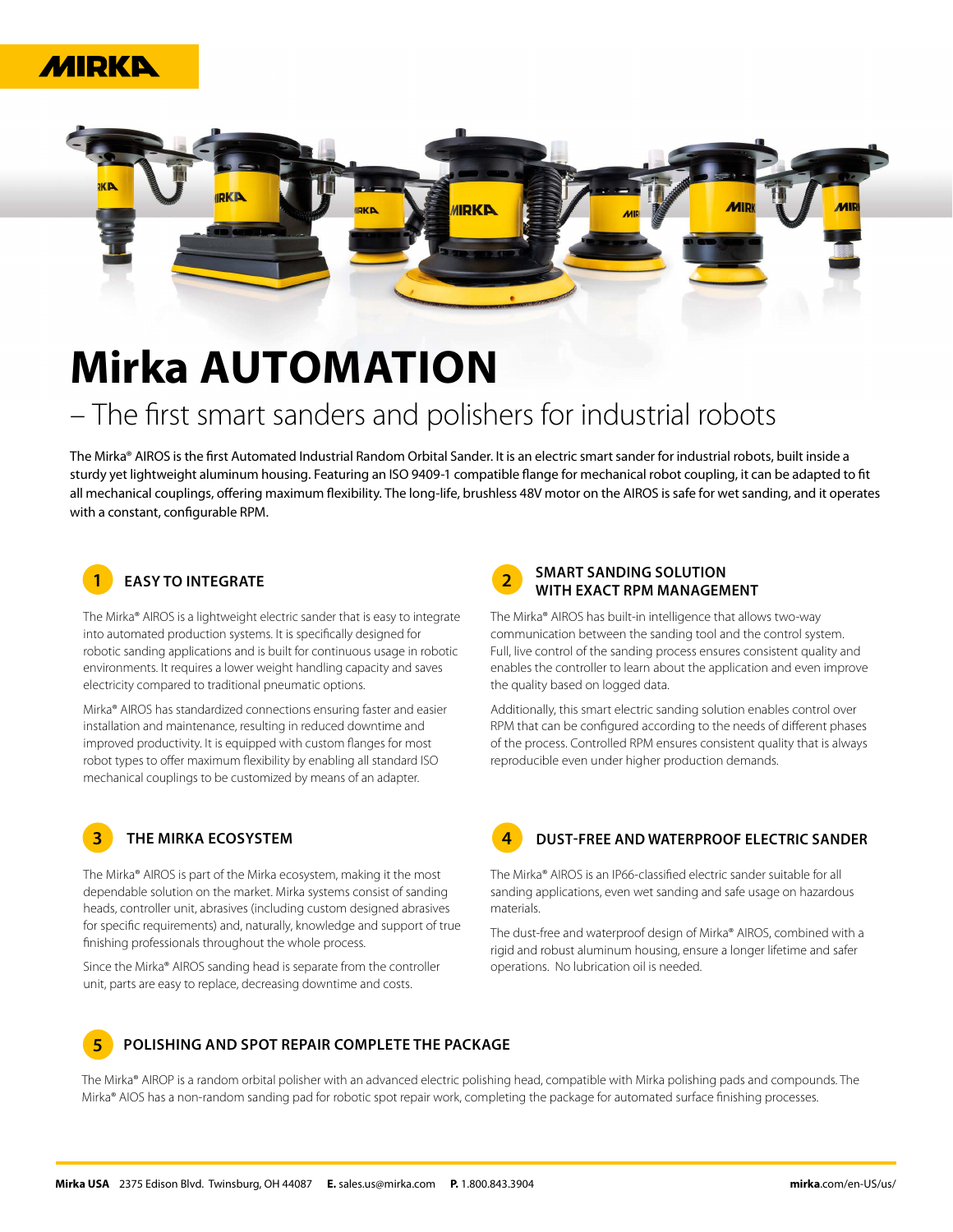# Mirka AUTOMATION

## – The first smart sanders and polishers for industrial robots

The Mirka® AIROS is the first Automated Industrial Random Orbital Sander. It is an electric smart sander for industrial robots, built inside a sturdy yet lightweight aluminum housing. Featuring an ISO 9409-1 compatible flange for mechanical robot coupling, it can be adapted to fit all mechanical couplings, offering maximum flexibility. The long-life, brushless 48V motor on the AIROS is safe for wet sanding, and it operates with a constant, configurable RPM.

### 1 EASY TO INTEGRATE

The Mirka® AIROS is a lightweight electric sander that is easy to integrate into automated production systems. It is specifically designed for robotic sanding applications and is built for continuous usage in robotic environments. It requires a lower weight handling capacity and saves electricity compared to traditional pneumatic options.

Mirka® AIROS has standardized connections ensuring faster and easier installation and maintenance, resulting in reduced downtime and improved productivity. It is equipped with custom flanges for most robot types to offer maximum flexibility by enabling all standard ISO mechanical couplings to be customized by means of an adapter.

### 2 SMART SANDING SOLUTION WITH EXACT RPM MANAGEMENT

The Mirka® AIROS has built-in intelligence that allows two-way communication between the sanding tool and the control system. Full, live control of the sanding process ensures consistent quality and enables the controller to learn about the application and even improve the quality based on logged data.

Additionally, this smart electric sanding solution enables control over RPM that can be configured according to the needs of different phases of the process. Controlled RPM ensures consistent quality that is always reproducible even under higher production demands.

### 3 THE MIRKA ECOSYSTEM

The Mirka® AIROS is part of the Mirka ecosystem, making it the most dependable solution on the market. Mirka systems consist of sanding heads, controller unit, abrasives (including custom designed abrasives for specific requirements) and, naturally, knowledge and support of true finishing professionals throughout the whole process.

Since the Mirka® AIROS sanding head is separate from the controller unit, parts are easy to replace, decreasing downtime and costs.

### 4 DUST-FREE AND WATERPROOF ELECTRIC SANDER

The Mirka® AIROS is an IP66-classified electric sander suitable for all sanding applications, even wet sanding and safe usage on hazardous materials.

The dust-free and waterproof design of Mirka® AIROS, combined with a rigid and robust aluminum housing, ensure a longer lifetime and safer operations. No lubrication oil is needed.

### 5 POLISHING AND SPOT REPAIR COMPLETE THE PACKAGE

The Mirka® AIROP is a random orbital polisher with an advanced electric polishing head, compatible with Mirka polishing pads and compounds. The Mirka® AIOS has a non-random sanding pad for robotic spot repair work, completing the package for automated surface finishing processes.

**Mirka USA** 2375 Edison Blvd. Twinsburg, OH 44087 **E.** sales.us@mirka.com **P.** 1.800.843.3904 **mirka**.com/en-US/us/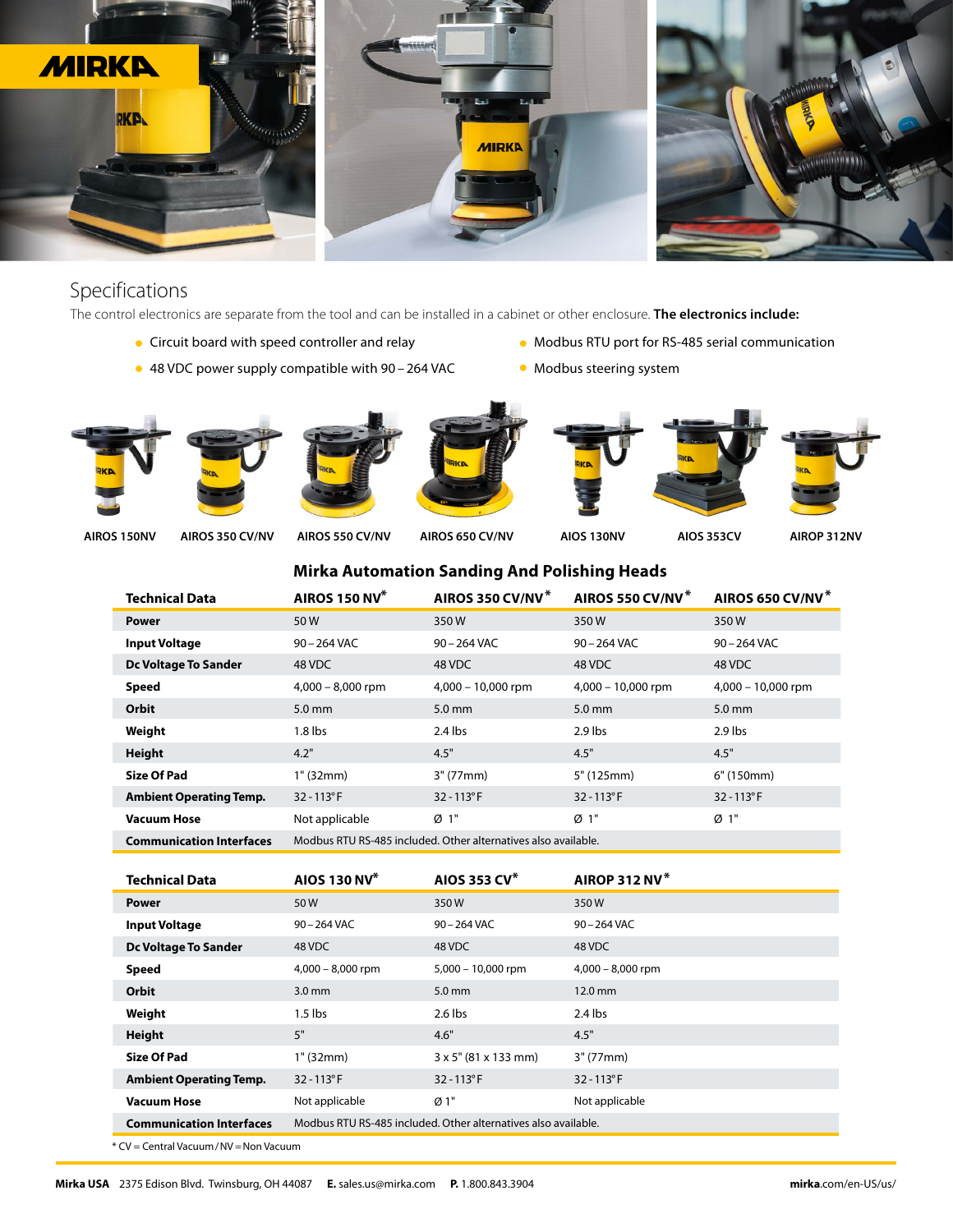## Specifications

The control electronics are separate from the tool and can be installed in a cabinet or other enclosure. **The electronics include:**

- Circuit board with speed controller and relay
- 48 VDC power supply compatible with 90 – 264 VAC
- Modbus RTU port for RS-485 serial communication
- Modbus steering system

AIROS 150NV AIROS 350 CV/NV AIROS 550 CV/NV AIROS 650 CV/NV AIOS 130NV AIOS 353CV AIROP 312NV

### Mirka Automation Sanding And Polishing Heads

| Technical Data | AIROS 150 NV* | AIROS 350 CV/NV* | AIROS 550 CV/NV* | AIROS 650 CV/NV* |
|---|---|---|---|---|
| **Power** | 50 W | 350 W | 350 W | 350 W |
| **Input Voltage** | 90 – 264 VAC | 90 – 264 VAC | 90 – 264 VAC | 90 – 264 VAC |
| **Dc Voltage To Sander** | 48 VDC | 48 VDC | 48 VDC | 48 VDC |
| **Speed** | 4,000 – 8,000 rpm | 4,000 – 10,000 rpm | 4,000 – 10,000 rpm | 4,000 – 10,000 rpm |
| **Orbit** | 5.0 mm | 5.0 mm | 5.0 mm | 5.0 mm |
| **Weight** | 1.8 lbs | 2.4 lbs | 2.9 lbs | 2.9 lbs |
| **Height** | 4.2" | 4.5" | 4.5" | 4.5" |
| **Size Of Pad** | 1" (32mm) | 3" (77mm) | 5" (125mm) | 6" (150mm) |
| **Ambient Operating Temp.** | 32 - 113° F | 32 - 113° F | 32 - 113° F | 32 - 113° F |
| **Vacuum Hose** | Not applicable | Ø 1" | Ø 1" | Ø 1" |
| **Communication Interfaces** | Modbus RTU RS-485 included. Other alternatives also available. | | | |

| Technical Data | AIOS 130 NV* | AIOS 353 CV* | AIROP 312 NV* |
|---|---|---|---|
| **Power** | 50 W | 350 W | 350 W |
| **Input Voltage** | 90 – 264 VAC | 90 – 264 VAC | 90 – 264 VAC |
| **Dc Voltage To Sander** | 48 VDC | 48 VDC | 48 VDC |
| **Speed** | 4,000 – 8,000 rpm | 5,000 – 10,000 rpm | 4,000 – 8,000 rpm |
| **Orbit** | 3.0 mm | 5.0 mm | 12.0 mm |
| **Weight** | 1.5 lbs | 2.6 lbs | 2.4 lbs |
| **Height** | 5" | 4.6" | 4.5" |
| **Size Of Pad** | 1" (32mm) | 3 x 5" (81 x 133 mm) | 3" (77mm) |
| **Ambient Operating Temp.** | 32 - 113° F | 32 - 113° F | 32 - 113° F |
| **Vacuum Hose** | Not applicable | Ø 1" | Not applicable |
| **Communication Interfaces** | Modbus RTU RS-485 included. Other alternatives also available. | | |

\* CV = Central Vacuum / NV = Non Vacuum

**Mirka USA** 2375 Edison Blvd. Twinsburg, OH 44087 **E.** sales.us@mirka.com **P.** 1.800.843.3904 **mirka**.com/en-US/us/